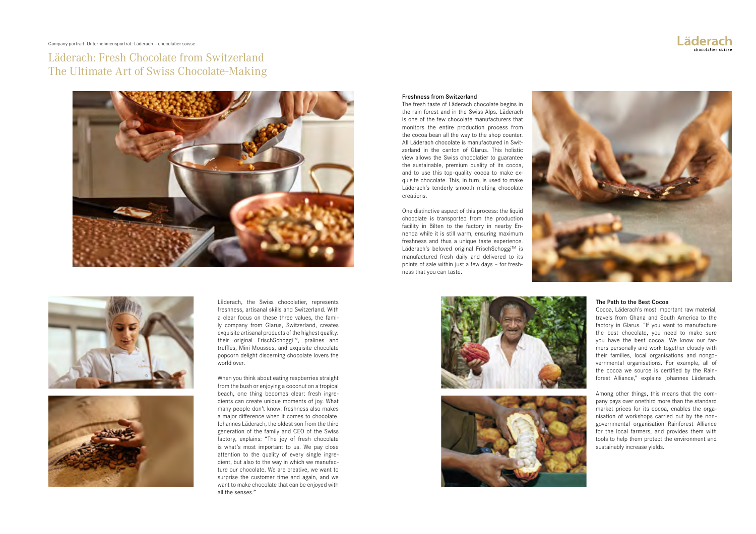Company portrait: Unternehmensporträt: Läderach – chocolatier suisse

# Läderach: Fresh Chocolate from Switzerland
# The Ultimate Art of Swiss Chocolate-Making

Läderach, the Swiss chocolatier, represents freshness, artisanal skills and Switzerland. With a clear focus on these three values, the family company from Glarus, Switzerland, creates exquisite artisanal products of the highest quality: their original FrischSchoggi™, pralines and truffles, Mini Mousses, and exquisite chocolate popcorn delight discerning chocolate lovers the world over.

When you think about eating raspberries straight from the bush or enjoying a coconut on a tropical beach, one thing becomes clear: fresh ingredients can create unique moments of joy. What many people don't know: freshness also makes a major difference when it comes to chocolate. Johannes Läderach, the oldest son from the third generation of the family and CEO of the Swiss factory, explains: "The joy of fresh chocolate is what's most important to us. We pay close attention to the quality of every single ingredient, but also to the way in which we manufacture our chocolate. We are creative, we want to surprise the customer time and again, and we want to make chocolate that can be enjoyed with all the senses."

### Freshness from Switzerland

The fresh taste of Läderach chocolate begins in the rain forest and in the Swiss Alps. Läderach is one of the few chocolate manufacturers that monitors the entire production process from the cocoa bean all the way to the shop counter. All Läderach chocolate is manufactured in Switzerland in the canton of Glarus. This holistic view allows the Swiss chocolatier to guarantee the sustainable, premium quality of its cocoa, and to use this top-quality cocoa to make exquisite chocolate. This, in turn, is used to make Läderach's tenderly smooth melting chocolate creations.

One distinctive aspect of this process: the liquid chocolate is transported from the production facility in Bilten to the factory in nearby Ennenda while it is still warm, ensuring maximum freshness and thus a unique taste experience. Läderach's beloved original FrischSchoggi™ is manufactured fresh daily and delivered to its points of sale within just a few days – for freshness that you can taste.

### The Path to the Best Cocoa

Cocoa, Läderach's most important raw material, travels from Ghana and South America to the factory in Glarus. "If you want to manufacture the best chocolate, you need to make sure you have the best cocoa. We know our farmers personally and work together closely with their families, local organisations and nongovernmental organisations. For example, all of the cocoa we source is certified by the Rainforest Alliance," explains Johannes Läderach.

Among other things, this means that the company pays over onethird more than the standard market prices for its cocoa, enables the organisation of workshops carried out by the nongovernmental organisation Rainforest Alliance for the local farmers, and provides them with tools to help them protect the environment and sustainably increase yields.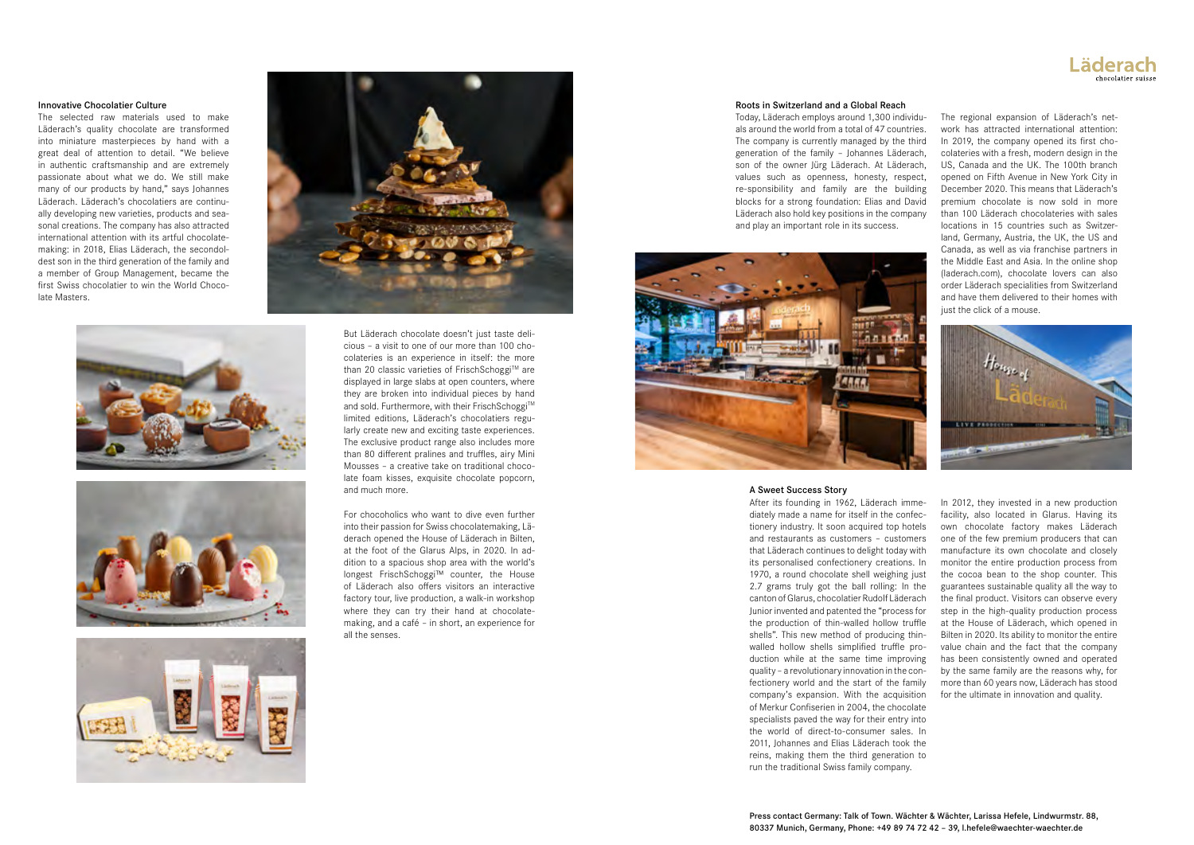## Innovative Chocolatier Culture

The selected raw materials used to make Läderach's quality chocolate are transformed into miniature masterpieces by hand with a great deal of attention to detail. "We believe in authentic craftsmanship and are extremely passionate about what we do. We still make many of our products by hand," says Johannes Läderach. Läderach's chocolatiers are continually developing new varieties, products and seasonal creations. The company has also attracted international attention with its artful chocolatemaking: in 2018, Elias Läderach, the secondoldest son in the third generation of the family and a member of Group Management, became the first Swiss chocolatier to win the World Chocolate Masters.

But Läderach chocolate doesn't just taste delicious – a visit to one of our more than 100 chocolateries is an experience in itself: the more than 20 classic varieties of FrischSchoggi™ are displayed in large slabs at open counters, where they are broken into individual pieces by hand and sold. Furthermore, with their FrischSchoggi™ limited editions, Läderach's chocolatiers regularly create new and exciting taste experiences. The exclusive product range also includes more than 80 different pralines and truffles, airy Mini Mousses – a creative take on traditional chocolate foam kisses, exquisite chocolate popcorn, and much more.

For chocoholics who want to dive even further into their passion for Swiss chocolatemaking, Läderach opened the House of Läderach in Bilten, at the foot of the Glarus Alps, in 2020. In addition to a spacious shop area with the world's longest FrischSchoggi™ counter, the House of Läderach also offers visitors an interactive factory tour, live production, a walk-in workshop where they can try their hand at chocolatemaking, and a café – in short, an experience for all the senses.

## Roots in Switzerland and a Global Reach

Today, Läderach employs around 1,300 individuals around the world from a total of 47 countries. The company is currently managed by the third generation of the family – Johannes Läderach, son of the owner Jürg Läderach. At Läderach, values such as openness, honesty, respect, re-sponsibility and family are the building blocks for a strong foundation: Elias and David Läderach also hold key positions in the company and play an important role in its success.

The regional expansion of Läderach's network has attracted international attention: In 2019, the company opened its first chocolateries with a fresh, modern design in the US, Canada and the UK. The 100th branch opened on Fifth Avenue in New York City in December 2020. This means that Läderach's premium chocolate is now sold in more than 100 Läderach chocolateries with sales locations in 15 countries such as Switzerland, Germany, Austria, the UK, the US and Canada, as well as via franchise partners in the Middle East and Asia. In the online shop (laderach.com), chocolate lovers can also order Läderach specialities from Switzerland and have them delivered to their homes with just the click of a mouse.

## A Sweet Success Story

After its founding in 1962, Läderach immediately made a name for itself in the confectionery industry. It soon acquired top hotels and restaurants as customers – customers that Läderach continues to delight today with its personalised confectionery creations. In 1970, a round chocolate shell weighing just 2.7 grams truly got the ball rolling: In the canton of Glarus, chocolatier Rudolf Läderach Junior invented and patented the "process for the production of thin-walled hollow truffle shells". This new method of producing thin-walled hollow shells simplified truffle production while at the same time improving quality – a revolutionary innovation in the confectionery world and the start of the family company's expansion. With the acquisition of Merkur Confiserien in 2004, the chocolate specialists paved the way for their entry into the world of direct-to-consumer sales. In 2011, Johannes and Elias Läderach took the reins, making them the third generation to run the traditional Swiss family company.

In 2012, they invested in a new production facility, also located in Glarus. Having its own chocolate factory makes Läderach one of the few premium producers that can manufacture its own chocolate and closely monitor the entire production process from the cocoa bean to the shop counter. This guarantees sustainable quality all the way to the final product. Visitors can observe every step in the high-quality production process at the House of Läderach, which opened in Bilten in 2020. Its ability to monitor the entire value chain and the fact that the company has been consistently owned and operated by the same family are the reasons why, for more than 60 years now, Läderach has stood for the ultimate in innovation and quality.

**Press contact Germany: Talk of Town. Wächter & Wächter, Larissa Hefele, Lindwurmstr. 88, 80337 Munich, Germany, Phone: +49 89 74 72 42 – 39, l.hefele@waechter-waechter.de**